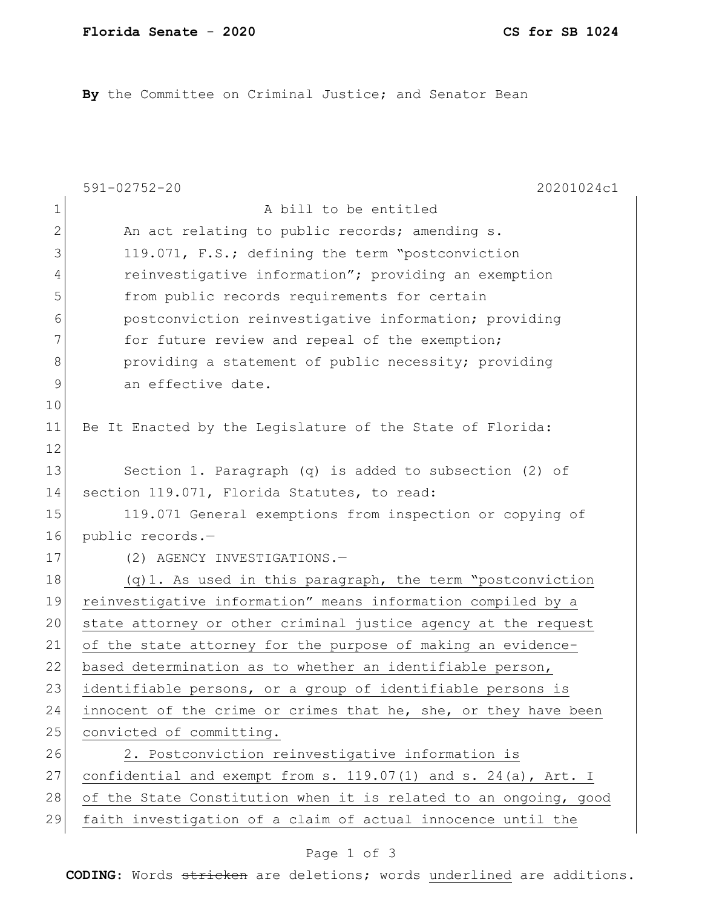**Florida Senate - 2020** **CS for SB 1024**

**By** the Committee on Criminal Justice; and Senator Bean

591-02752-20 20201024c1

A bill to be entitled

An act relating to public records; amending s. 119.071, F.S.; defining the term "postconviction reinvestigative information"; providing an exemption from public records requirements for certain postconviction reinvestigative information; providing for future review and repeal of the exemption; providing a statement of public necessity; providing an effective date.

Be It Enacted by the Legislature of the State of Florida:

Section 1. Paragraph (q) is added to subsection (2) of section 119.071, Florida Statutes, to read:

119.071 General exemptions from inspection or copying of public records.—

(2) AGENCY INVESTIGATIONS.—

<u>(q)1. As used in this paragraph, the term "postconviction reinvestigative information" means information compiled by a state attorney or other criminal justice agency at the request of the state attorney for the purpose of making an evidence-based determination as to whether an identifiable person, identifiable persons, or a group of identifiable persons is innocent of the crime or crimes that he, she, or they have been convicted of committing.</u>

<u>2. Postconviction reinvestigative information is confidential and exempt from s. 119.07(1) and s. 24(a), Art. I of the State Constitution when it is related to an ongoing, good faith investigation of a claim of actual innocence until the</u>

**CODING:** Words ~~stricken~~ are deletions; words <u>underlined</u> are additions.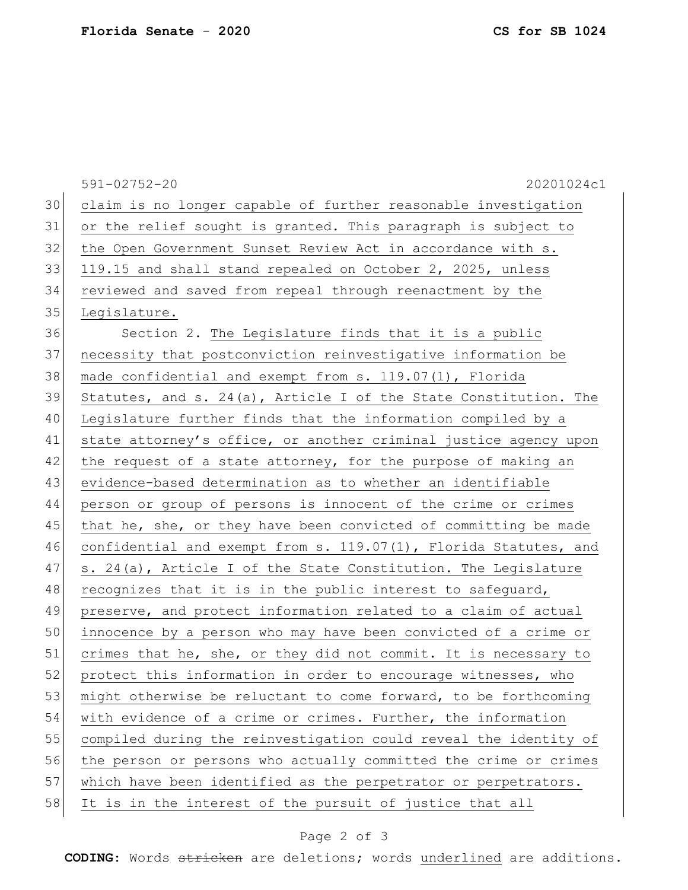claim is no longer capable of further reasonable investigation or the relief sought is granted. This paragraph is subject to the Open Government Sunset Review Act in accordance with s. 119.15 and shall stand repealed on October 2, 2025, unless reviewed and saved from repeal through reenactment by the Legislature.

Section 2. The Legislature finds that it is a public necessity that postconviction reinvestigative information be made confidential and exempt from s. 119.07(1), Florida Statutes, and s. 24(a), Article I of the State Constitution. The Legislature further finds that the information compiled by a state attorney's office, or another criminal justice agency upon the request of a state attorney, for the purpose of making an evidence-based determination as to whether an identifiable person or group of persons is innocent of the crime or crimes that he, she, or they have been convicted of committing be made confidential and exempt from s. 119.07(1), Florida Statutes, and s. 24(a), Article I of the State Constitution. The Legislature recognizes that it is in the public interest to safeguard, preserve, and protect information related to a claim of actual innocence by a person who may have been convicted of a crime or crimes that he, she, or they did not commit. It is necessary to protect this information in order to encourage witnesses, who might otherwise be reluctant to come forward, to be forthcoming with evidence of a crime or crimes. Further, the information compiled during the reinvestigation could reveal the identity of the person or persons who actually committed the crime or crimes which have been identified as the perpetrator or perpetrators. It is in the interest of the pursuit of justice that all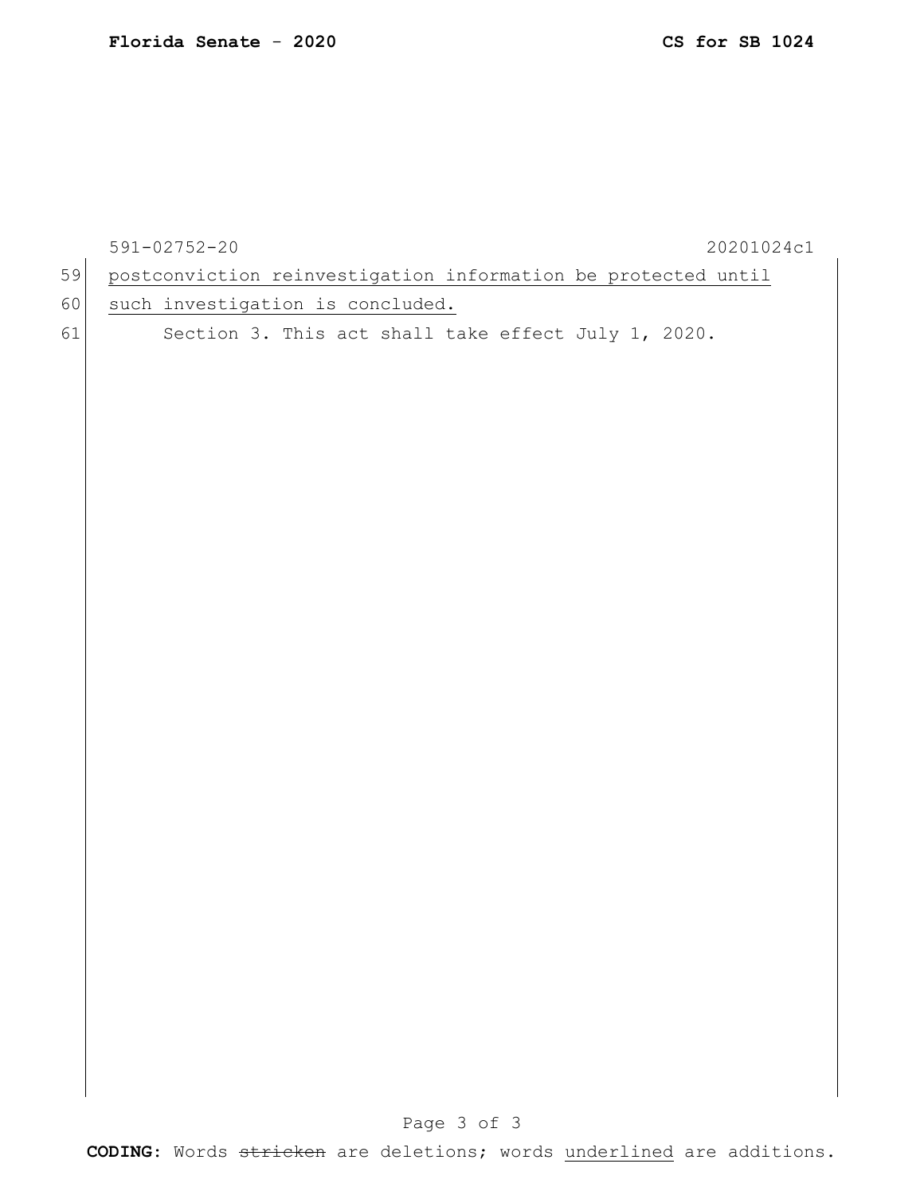591-02752-20 20201024c1

59 postconviction reinvestigation information be protected until

60 such investigation is concluded.

61 Section 3. This act shall take effect July 1, 2020.

**CODING:** Words ~~stricken~~ are deletions; words underlined are additions.